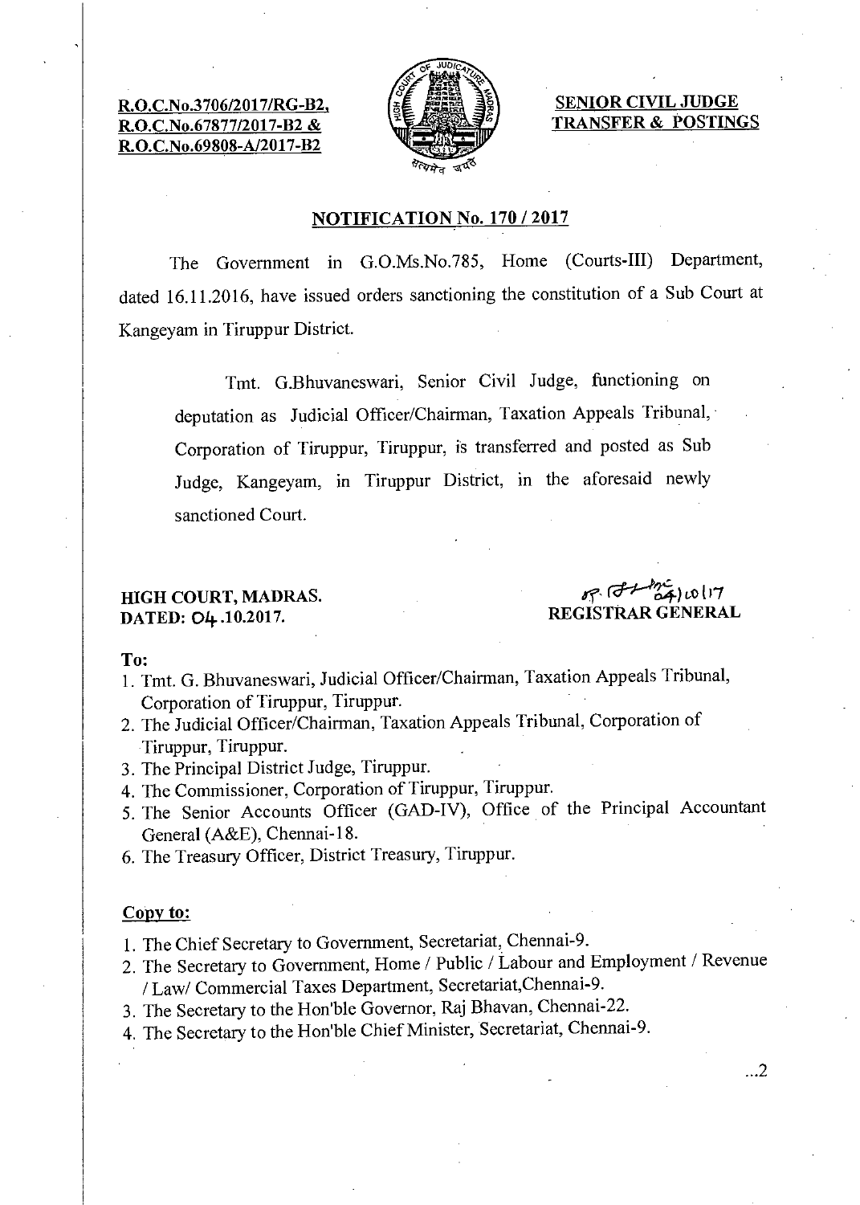**R.O.C.No.3706/2017/RG-B2,**
**R.O.C.No.67877/2017-B2 &**
**R.O.C.No.69808-A/2017-B2**

**SENIOR CIVIL JUDGE TRANSFER & POSTINGS**

## NOTIFICATION No. 170 / 2017

The Government in G.O.Ms.No.785, Home (Courts-III) Department, dated 16.11.2016, have issued orders sanctioning the constitution of a Sub Court at Kangeyam in Tiruppur District.

> Tmt. G.Bhuvaneswari, Senior Civil Judge, functioning on deputation as Judicial Officer/Chairman, Taxation Appeals Tribunal, Corporation of Tiruppur, Tiruppur, is transferred and posted as Sub Judge, Kangeyam, in Tiruppur District, in the aforesaid newly sanctioned Court.

**HIGH COURT, MADRAS.**
**DATED: 04.10.2017.**

Sd/- 04/10/17
**REGISTRAR GENERAL**

**To:**

1. Tmt. G. Bhuvaneswari, Judicial Officer/Chairman, Taxation Appeals Tribunal, Corporation of Tiruppur, Tiruppur.
2. The Judicial Officer/Chairman, Taxation Appeals Tribunal, Corporation of Tiruppur, Tiruppur.
3. The Principal District Judge, Tiruppur.
4. The Commissioner, Corporation of Tiruppur, Tiruppur.
5. The Senior Accounts Officer (GAD-IV), Office of the Principal Accountant General (A&E), Chennai-18.
6. The Treasury Officer, District Treasury, Tiruppur.

**Copy to:**

1. The Chief Secretary to Government, Secretariat, Chennai-9.
2. The Secretary to Government, Home / Public / Labour and Employment / Revenue / Law/ Commercial Taxes Department, Secretariat,Chennai-9.
3. The Secretary to the Hon'ble Governor, Raj Bhavan, Chennai-22.
4. The Secretary to the Hon'ble Chief Minister, Secretariat, Chennai-9.

...2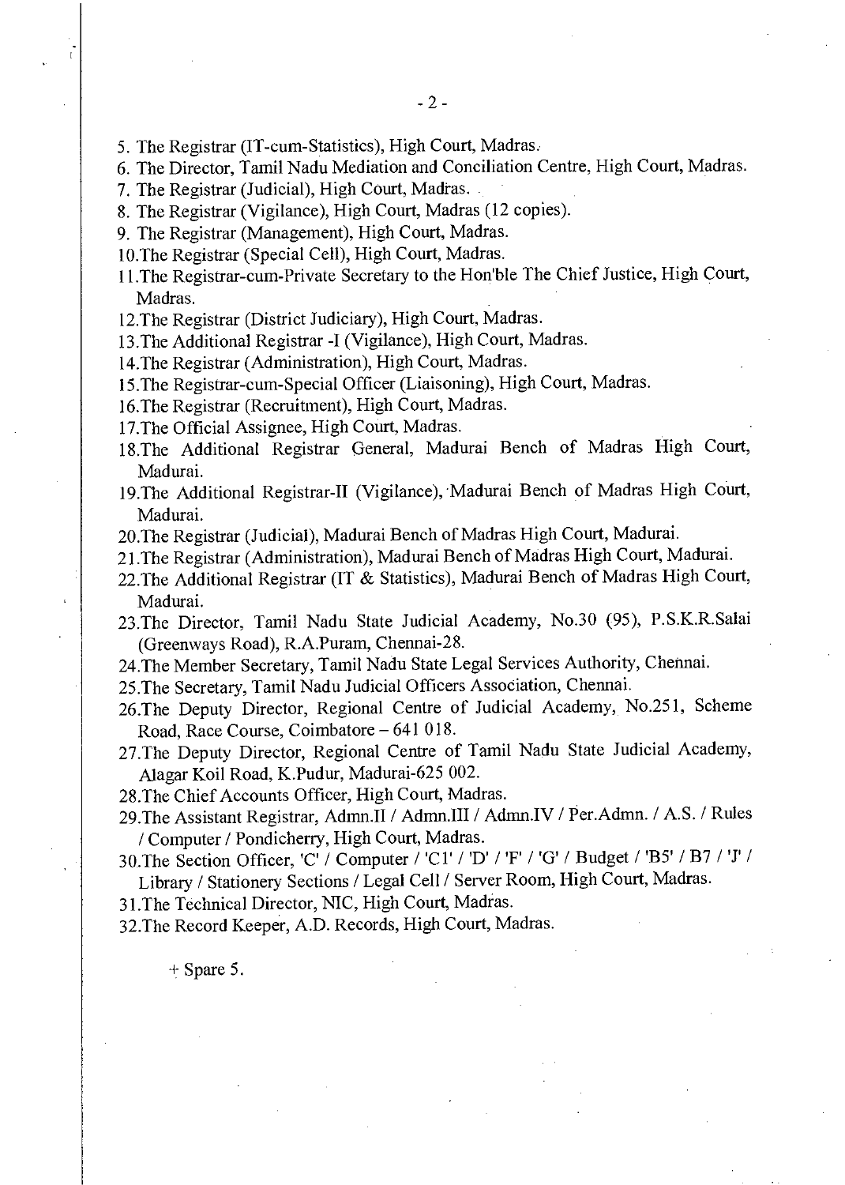5. The Registrar (IT-cum-Statistics), High Court, Madras.
6. The Director, Tamil Nadu Mediation and Conciliation Centre, High Court, Madras.
7. The Registrar (Judicial), High Court, Madras.
8. The Registrar (Vigilance), High Court, Madras (12 copies).
9. The Registrar (Management), High Court, Madras.
10. The Registrar (Special Cell), High Court, Madras.
11. The Registrar-cum-Private Secretary to the Hon'ble The Chief Justice, High Court, Madras.
12. The Registrar (District Judiciary), High Court, Madras.
13. The Additional Registrar -I (Vigilance), High Court, Madras.
14. The Registrar (Administration), High Court, Madras.
15. The Registrar-cum-Special Officer (Liaisoning), High Court, Madras.
16. The Registrar (Recruitment), High Court, Madras.
17. The Official Assignee, High Court, Madras.
18. The Additional Registrar General, Madurai Bench of Madras High Court, Madurai.
19. The Additional Registrar-II (Vigilance), Madurai Bench of Madras High Court, Madurai.
20. The Registrar (Judicial), Madurai Bench of Madras High Court, Madurai.
21. The Registrar (Administration), Madurai Bench of Madras High Court, Madurai.
22. The Additional Registrar (IT & Statistics), Madurai Bench of Madras High Court, Madurai.
23. The Director, Tamil Nadu State Judicial Academy, No.30 (95), P.S.K.R.Salai (Greenways Road), R.A.Puram, Chennai-28.
24. The Member Secretary, Tamil Nadu State Legal Services Authority, Chennai.
25. The Secretary, Tamil Nadu Judicial Officers Association, Chennai.
26. The Deputy Director, Regional Centre of Judicial Academy, No.251, Scheme Road, Race Course, Coimbatore – 641 018.
27. The Deputy Director, Regional Centre of Tamil Nadu State Judicial Academy, Alagar Koil Road, K.Pudur, Madurai-625 002.
28. The Chief Accounts Officer, High Court, Madras.
29. The Assistant Registrar, Admn.II / Admn.III / Admn.IV / Per.Admn. / A.S. / Rules / Computer / Pondicherry, High Court, Madras.
30. The Section Officer, 'C' / Computer / 'C1' / 'D' / 'F' / 'G' / Budget / 'B5' / B7 / 'J' / Library / Stationery Sections / Legal Cell / Server Room, High Court, Madras.
31. The Technical Director, NIC, High Court, Madras.
32. The Record Keeper, A.D. Records, High Court, Madras.

+ Spare 5.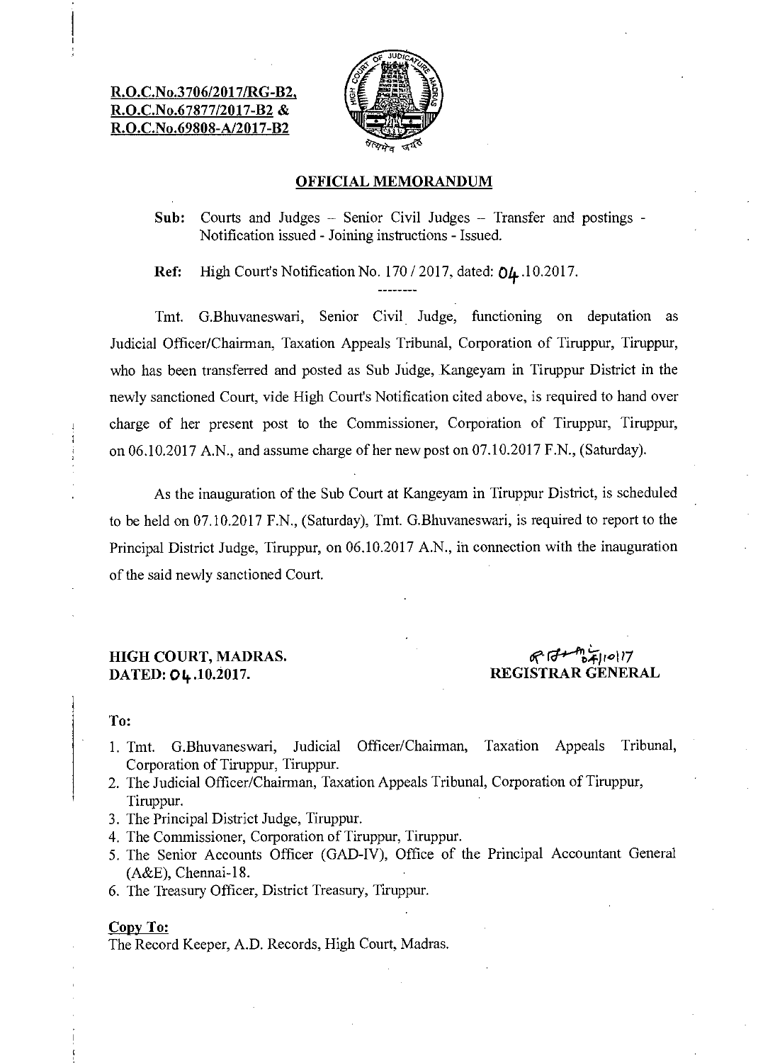**R.O.C.No.3706/2017/RG-B2,**
**R.O.C.No.67877/2017-B2 &**
**R.O.C.No.69808-A/2017-B2**

## OFFICIAL MEMORANDUM

**Sub:** Courts and Judges – Senior Civil Judges – Transfer and postings - Notification issued - Joining instructions - Issued.

**Ref:** High Court's Notification No. 170 / 2017, dated: 04.10.2017.

--------

Tmt. G.Bhuvaneswari, Senior Civil Judge, functioning on deputation as Judicial Officer/Chairman, Taxation Appeals Tribunal, Corporation of Tiruppur, Tiruppur, who has been transferred and posted as Sub Judge, Kangeyam in Tiruppur District in the newly sanctioned Court, vide High Court's Notification cited above, is required to hand over charge of her present post to the Commissioner, Corporation of Tiruppur, Tiruppur, on 06.10.2017 A.N., and assume charge of her new post on 07.10.2017 F.N., (Saturday).

As the inauguration of the Sub Court at Kangeyam in Tiruppur District, is scheduled to be held on 07.10.2017 F.N., (Saturday), Tmt. G.Bhuvaneswari, is required to report to the Principal District Judge, Tiruppur, on 06.10.2017 A.N., in connection with the inauguration of the said newly sanctioned Court.

**HIGH COURT, MADRAS.**
**DATED: 04.10.2017.**

04/10/17
**REGISTRAR GENERAL**

**To:**

1. Tmt. G.Bhuvaneswari, Judicial Officer/Chairman, Taxation Appeals Tribunal, Corporation of Tiruppur, Tiruppur.
2. The Judicial Officer/Chairman, Taxation Appeals Tribunal, Corporation of Tiruppur, Tiruppur.
3. The Principal District Judge, Tiruppur.
4. The Commissioner, Corporation of Tiruppur, Tiruppur.
5. The Senior Accounts Officer (GAD-IV), Office of the Principal Accountant General (A&E), Chennai-18.
6. The Treasury Officer, District Treasury, Tiruppur.

**Copy To:**

The Record Keeper, A.D. Records, High Court, Madras.